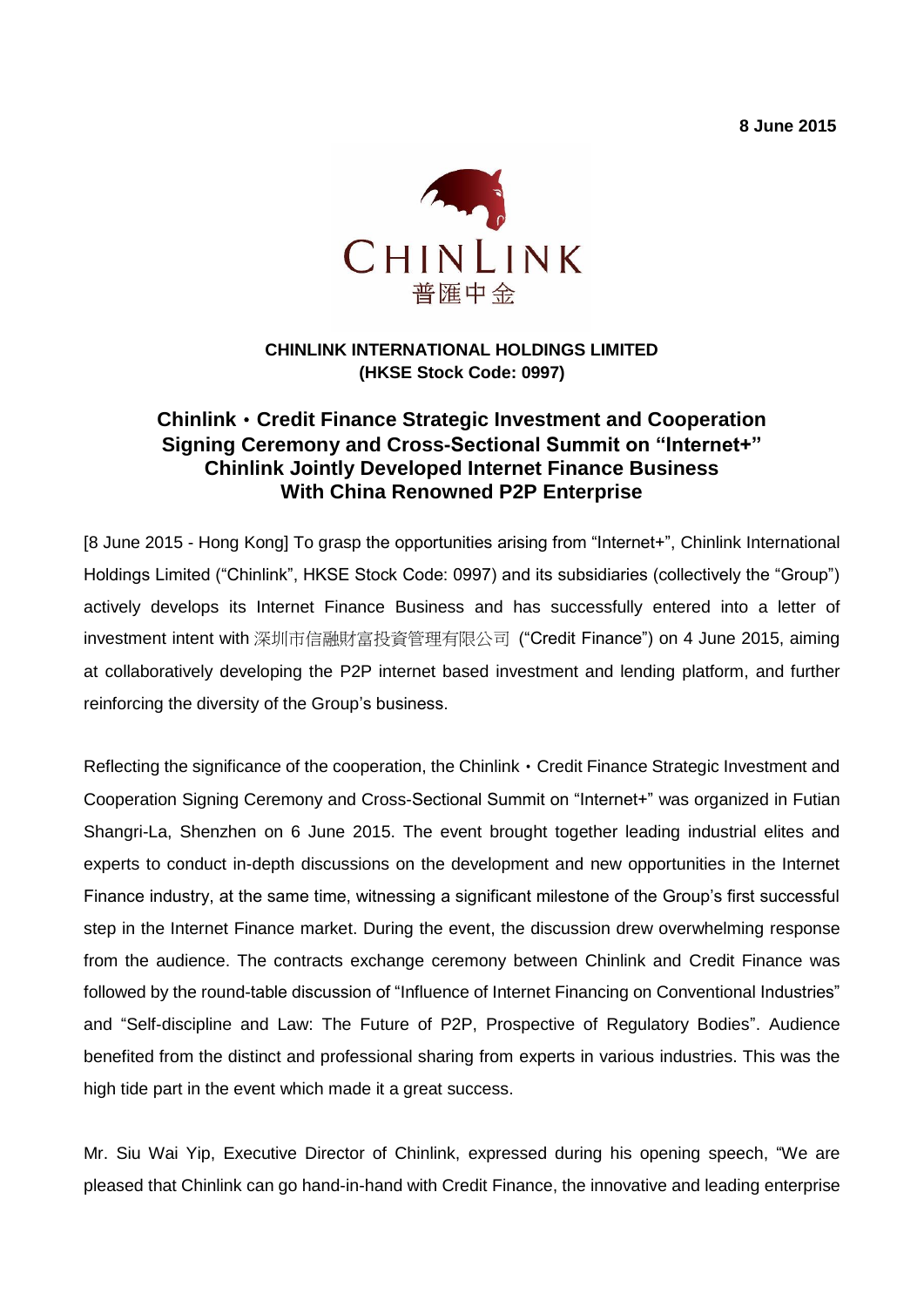**8 June 2015**

CHINLINK
普匯中金

**CHINLINK INTERNATIONAL HOLDINGS LIMITED**
**(HKSE Stock Code: 0997)**

## Chinlink・Credit Finance Strategic Investment and Cooperation Signing Ceremony and Cross-Sectional Summit on "Internet+" Chinlink Jointly Developed Internet Finance Business With China Renowned P2P Enterprise

[8 June 2015 - Hong Kong] To grasp the opportunities arising from "Internet+", Chinlink International Holdings Limited ("Chinlink", HKSE Stock Code: 0997) and its subsidiaries (collectively the "Group") actively develops its Internet Finance Business and has successfully entered into a letter of investment intent with 深圳市信融財富投資管理有限公司 ("Credit Finance") on 4 June 2015, aiming at collaboratively developing the P2P internet based investment and lending platform, and further reinforcing the diversity of the Group's business.

Reflecting the significance of the cooperation, the Chinlink・Credit Finance Strategic Investment and Cooperation Signing Ceremony and Cross-Sectional Summit on "Internet+" was organized in Futian Shangri-La, Shenzhen on 6 June 2015. The event brought together leading industrial elites and experts to conduct in-depth discussions on the development and new opportunities in the Internet Finance industry, at the same time, witnessing a significant milestone of the Group's first successful step in the Internet Finance market. During the event, the discussion drew overwhelming response from the audience. The contracts exchange ceremony between Chinlink and Credit Finance was followed by the round-table discussion of "Influence of Internet Financing on Conventional Industries" and "Self-discipline and Law: The Future of P2P, Prospective of Regulatory Bodies". Audience benefited from the distinct and professional sharing from experts in various industries. This was the high tide part in the event which made it a great success.

Mr. Siu Wai Yip, Executive Director of Chinlink, expressed during his opening speech, "We are pleased that Chinlink can go hand-in-hand with Credit Finance, the innovative and leading enterprise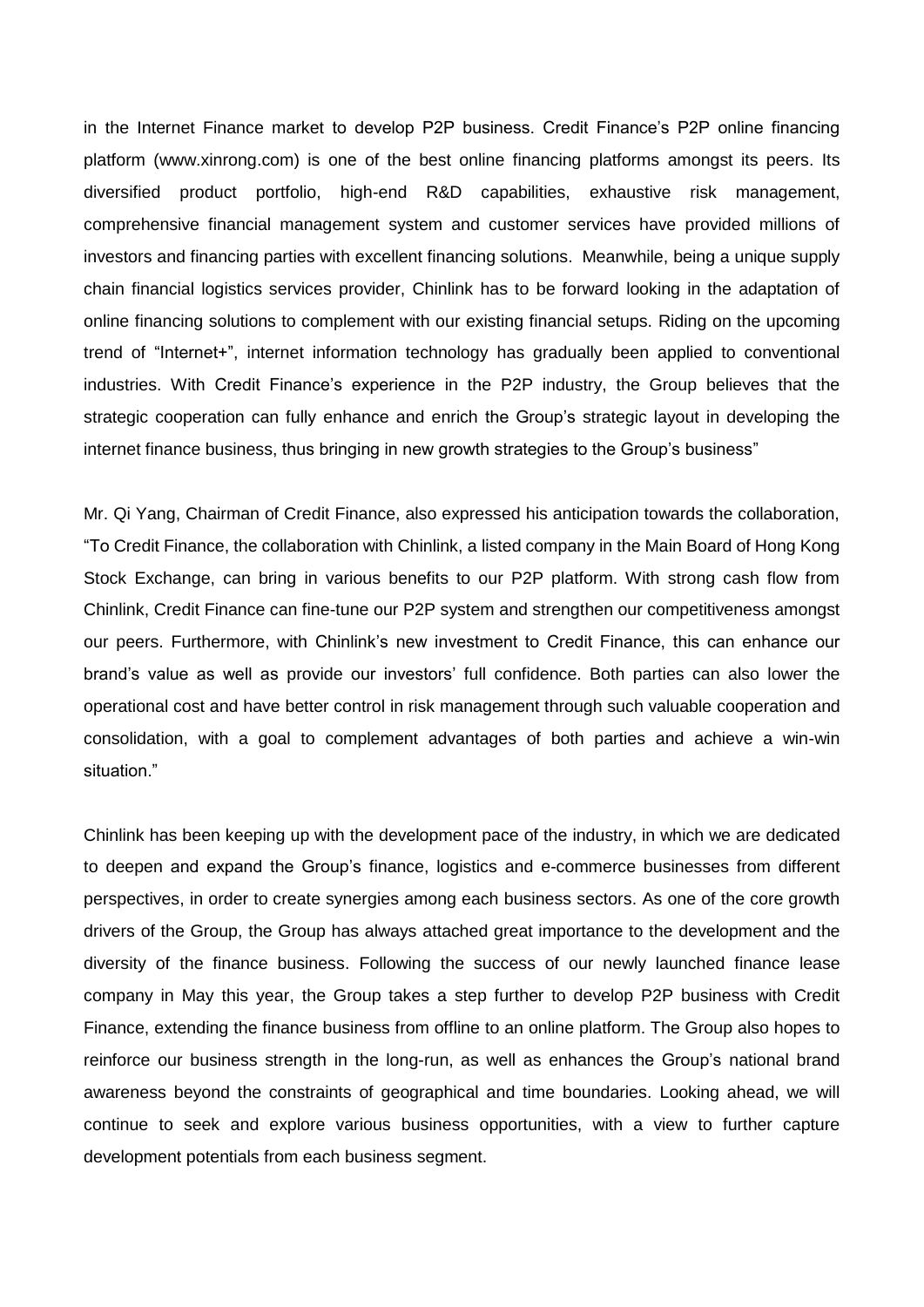in the Internet Finance market to develop P2P business. Credit Finance's P2P online financing platform (www.xinrong.com) is one of the best online financing platforms amongst its peers. Its diversified product portfolio, high-end R&D capabilities, exhaustive risk management, comprehensive financial management system and customer services have provided millions of investors and financing parties with excellent financing solutions. Meanwhile, being a unique supply chain financial logistics services provider, Chinlink has to be forward looking in the adaptation of online financing solutions to complement with our existing financial setups. Riding on the upcoming trend of "Internet+", internet information technology has gradually been applied to conventional industries. With Credit Finance's experience in the P2P industry, the Group believes that the strategic cooperation can fully enhance and enrich the Group's strategic layout in developing the internet finance business, thus bringing in new growth strategies to the Group's business"

Mr. Qi Yang, Chairman of Credit Finance, also expressed his anticipation towards the collaboration, "To Credit Finance, the collaboration with Chinlink, a listed company in the Main Board of Hong Kong Stock Exchange, can bring in various benefits to our P2P platform. With strong cash flow from Chinlink, Credit Finance can fine-tune our P2P system and strengthen our competitiveness amongst our peers. Furthermore, with Chinlink's new investment to Credit Finance, this can enhance our brand's value as well as provide our investors' full confidence. Both parties can also lower the operational cost and have better control in risk management through such valuable cooperation and consolidation, with a goal to complement advantages of both parties and achieve a win-win situation."

Chinlink has been keeping up with the development pace of the industry, in which we are dedicated to deepen and expand the Group's finance, logistics and e-commerce businesses from different perspectives, in order to create synergies among each business sectors. As one of the core growth drivers of the Group, the Group has always attached great importance to the development and the diversity of the finance business. Following the success of our newly launched finance lease company in May this year, the Group takes a step further to develop P2P business with Credit Finance, extending the finance business from offline to an online platform. The Group also hopes to reinforce our business strength in the long-run, as well as enhances the Group's national brand awareness beyond the constraints of geographical and time boundaries. Looking ahead, we will continue to seek and explore various business opportunities, with a view to further capture development potentials from each business segment.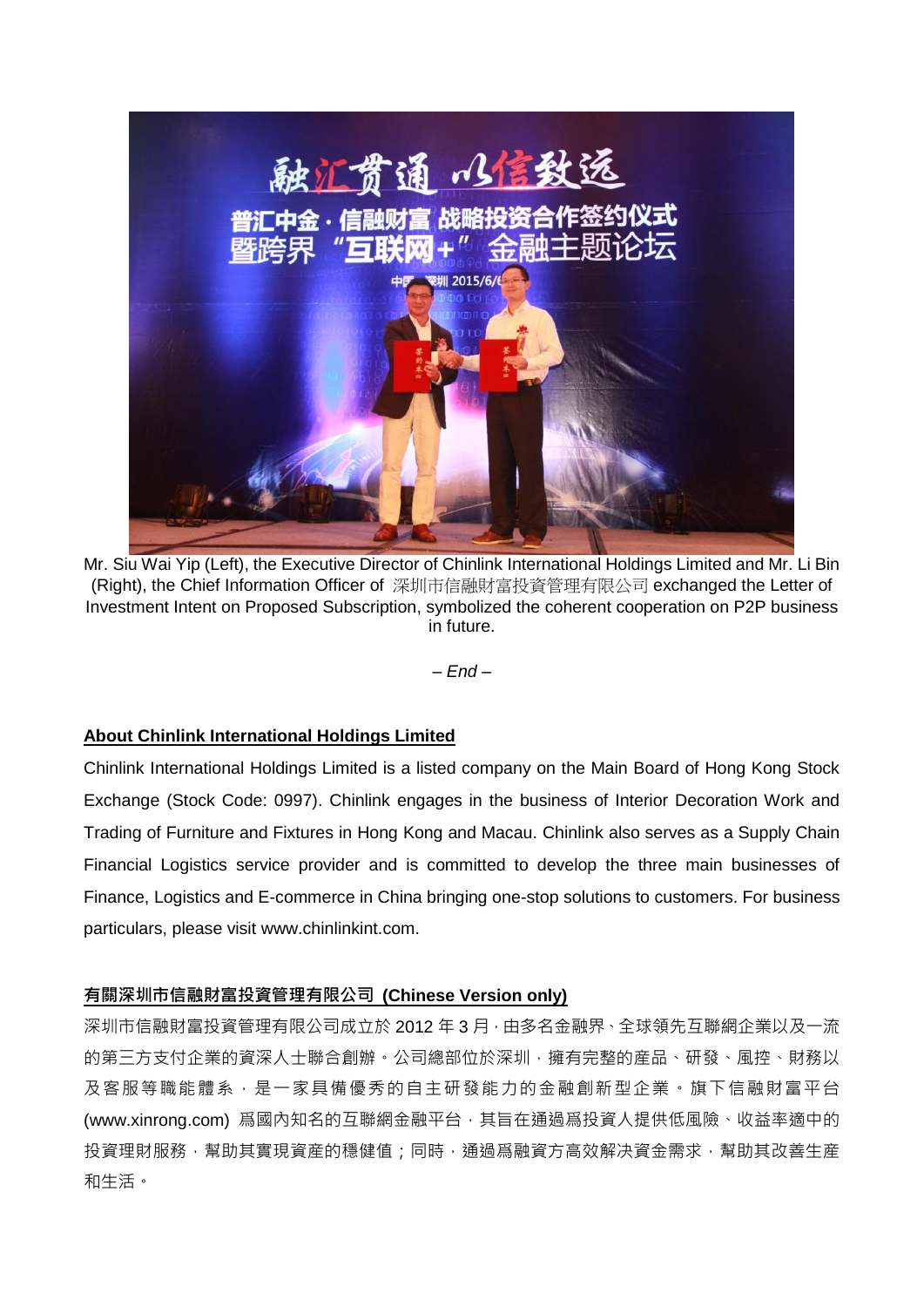Mr. Siu Wai Yip (Left), the Executive Director of Chinlink International Holdings Limited and Mr. Li Bin (Right), the Chief Information Officer of 深圳市信融財富投資管理有限公司 exchanged the Letter of Investment Intent on Proposed Subscription, symbolized the coherent cooperation on P2P business in future.

*– End –*

**About Chinlink International Holdings Limited**

Chinlink International Holdings Limited is a listed company on the Main Board of Hong Kong Stock Exchange (Stock Code: 0997). Chinlink engages in the business of Interior Decoration Work and Trading of Furniture and Fixtures in Hong Kong and Macau. Chinlink also serves as a Supply Chain Financial Logistics service provider and is committed to develop the three main businesses of Finance, Logistics and E-commerce in China bringing one-stop solutions to customers. For business particulars, please visit www.chinlinkint.com.

**有關深圳市信融財富投資管理有限公司 (Chinese Version only)**

深圳市信融財富投資管理有限公司成立於 2012 年 3 月，由多名金融界、全球領先互聯網企業以及一流的第三方支付企業的資深人士聯合創辦。公司總部位於深圳，擁有完整的產品、研發、風控、財務以及客服等職能體系，是一家具備優秀的自主研發能力的金融創新型企業。旗下信融財富平台 (www.xinrong.com) 爲國內知名的互聯網金融平台，其旨在通過爲投資人提供低風險、收益率適中的投資理財服務，幫助其實現資產的穩健值；同時，通過爲融資方高效解決資金需求，幫助其改善生產和生活。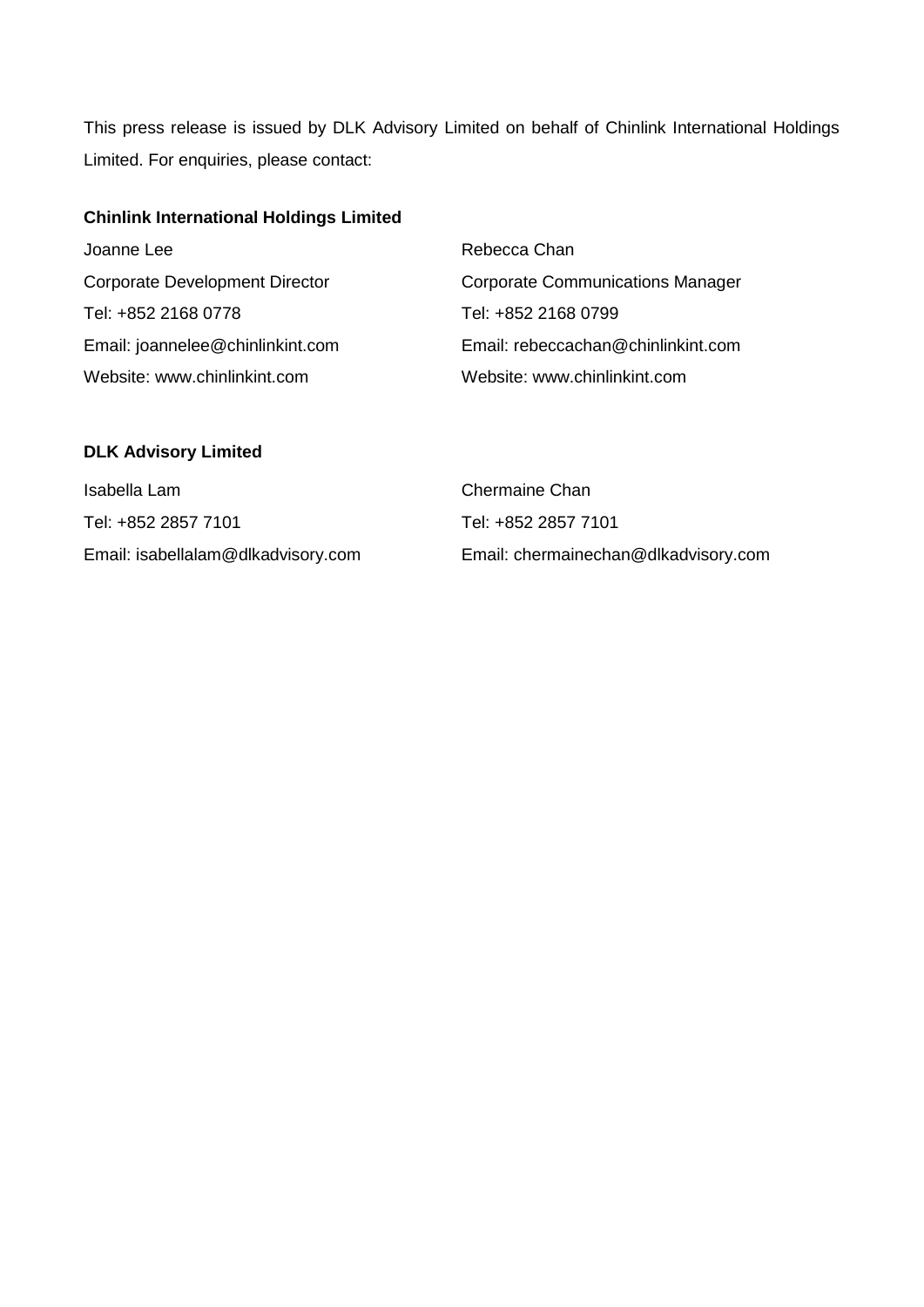This press release is issued by DLK Advisory Limited on behalf of Chinlink International Holdings Limited. For enquiries, please contact:

**Chinlink International Holdings Limited**

Joanne Lee
Corporate Development Director
Tel: +852 2168 0778
Email: joannelee@chinlinkint.com
Website: www.chinlinkint.com

Rebecca Chan
Corporate Communications Manager
Tel: +852 2168 0799
Email: rebeccachan@chinlinkint.com
Website: www.chinlinkint.com

**DLK Advisory Limited**

Isabella Lam
Tel: +852 2857 7101
Email: isabellalam@dlkadvisory.com

Chermaine Chan
Tel: +852 2857 7101
Email: chermainechan@dlkadvisory.com